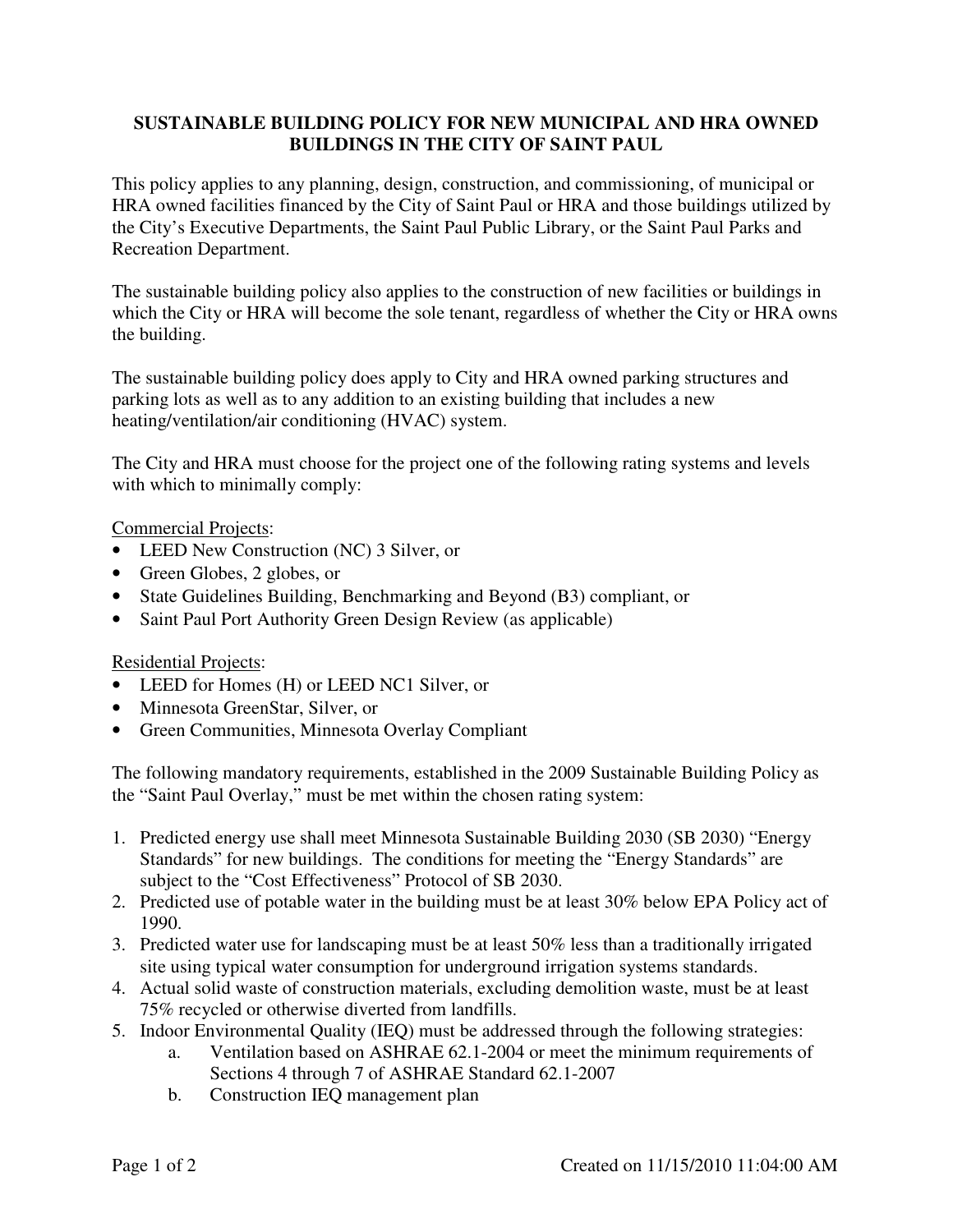# SUSTAINABLE BUILDING POLICY FOR NEW MUNICIPAL AND HRA OWNED BUILDINGS IN THE CITY OF SAINT PAUL

This policy applies to any planning, design, construction, and commissioning, of municipal or HRA owned facilities financed by the City of Saint Paul or HRA and those buildings utilized by the City's Executive Departments, the Saint Paul Public Library, or the Saint Paul Parks and Recreation Department.

The sustainable building policy also applies to the construction of new facilities or buildings in which the City or HRA will become the sole tenant, regardless of whether the City or HRA owns the building.

The sustainable building policy does apply to City and HRA owned parking structures and parking lots as well as to any addition to an existing building that includes a new heating/ventilation/air conditioning (HVAC) system.

The City and HRA must choose for the project one of the following rating systems and levels with which to minimally comply:

Commercial Projects:

- LEED New Construction (NC) 3 Silver, or
- Green Globes, 2 globes, or
- State Guidelines Building, Benchmarking and Beyond (B3) compliant, or
- Saint Paul Port Authority Green Design Review (as applicable)

Residential Projects:

- LEED for Homes (H) or LEED NC1 Silver, or
- Minnesota GreenStar, Silver, or
- Green Communities, Minnesota Overlay Compliant

The following mandatory requirements, established in the 2009 Sustainable Building Policy as the "Saint Paul Overlay," must be met within the chosen rating system:

1. Predicted energy use shall meet Minnesota Sustainable Building 2030 (SB 2030) "Energy Standards" for new buildings. The conditions for meeting the "Energy Standards" are subject to the "Cost Effectiveness" Protocol of SB 2030.
2. Predicted use of potable water in the building must be at least 30% below EPA Policy act of 1990.
3. Predicted water use for landscaping must be at least 50% less than a traditionally irrigated site using typical water consumption for underground irrigation systems standards.
4. Actual solid waste of construction materials, excluding demolition waste, must be at least 75% recycled or otherwise diverted from landfills.
5. Indoor Environmental Quality (IEQ) must be addressed through the following strategies:
   a. Ventilation based on ASHRAE 62.1-2004 or meet the minimum requirements of Sections 4 through 7 of ASHRAE Standard 62.1-2007
   b. Construction IEQ management plan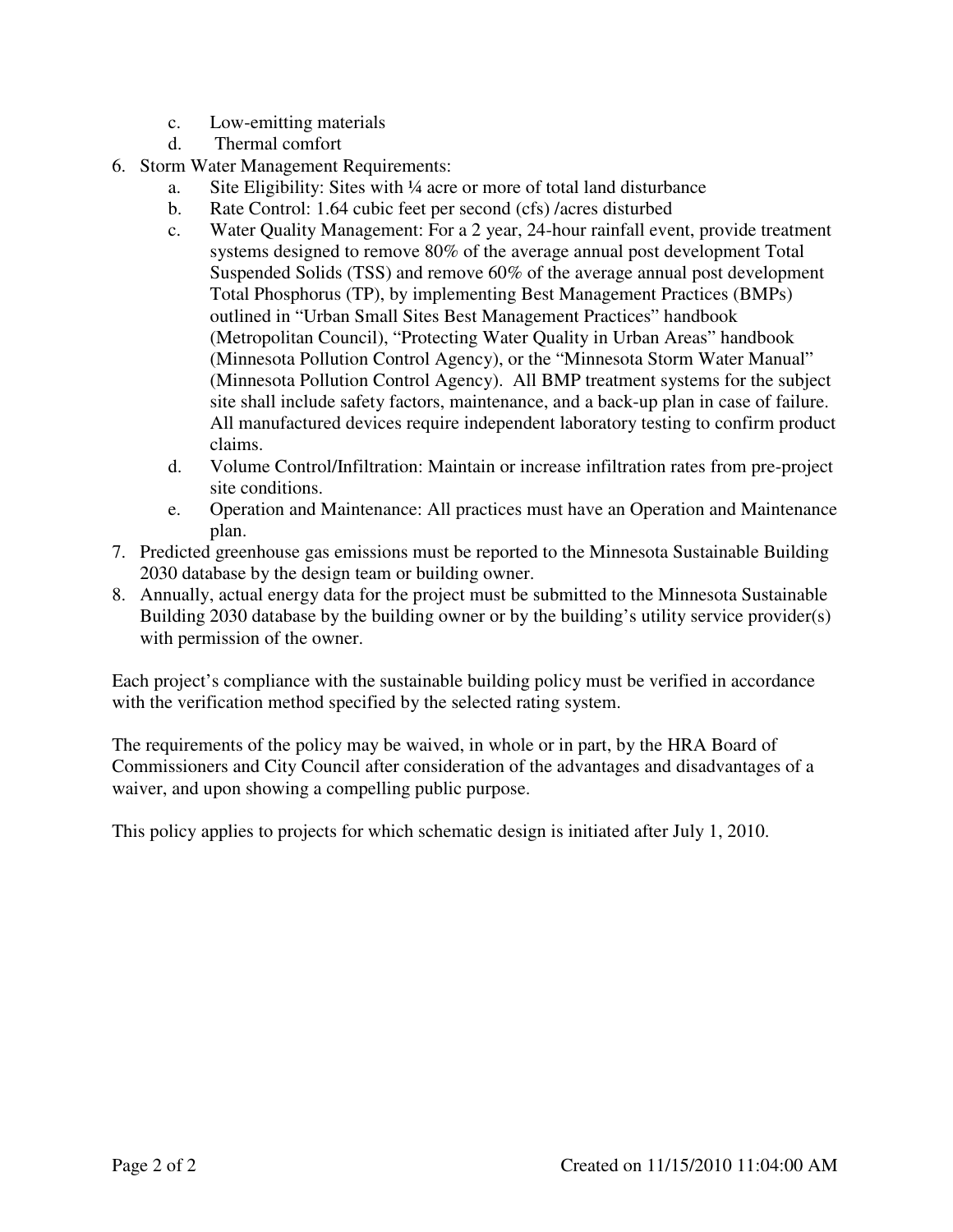c. Low-emitting materials
   d. Thermal comfort

6. Storm Water Management Requirements:
   a. Site Eligibility: Sites with ¼ acre or more of total land disturbance
   b. Rate Control: 1.64 cubic feet per second (cfs) /acres disturbed
   c. Water Quality Management: For a 2 year, 24-hour rainfall event, provide treatment systems designed to remove 80% of the average annual post development Total Suspended Solids (TSS) and remove 60% of the average annual post development Total Phosphorus (TP), by implementing Best Management Practices (BMPs) outlined in "Urban Small Sites Best Management Practices" handbook (Metropolitan Council), "Protecting Water Quality in Urban Areas" handbook (Minnesota Pollution Control Agency), or the "Minnesota Storm Water Manual" (Minnesota Pollution Control Agency). All BMP treatment systems for the subject site shall include safety factors, maintenance, and a back-up plan in case of failure. All manufactured devices require independent laboratory testing to confirm product claims.
   d. Volume Control/Infiltration: Maintain or increase infiltration rates from pre-project site conditions.
   e. Operation and Maintenance: All practices must have an Operation and Maintenance plan.
7. Predicted greenhouse gas emissions must be reported to the Minnesota Sustainable Building 2030 database by the design team or building owner.
8. Annually, actual energy data for the project must be submitted to the Minnesota Sustainable Building 2030 database by the building owner or by the building's utility service provider(s) with permission of the owner.

Each project's compliance with the sustainable building policy must be verified in accordance with the verification method specified by the selected rating system.

The requirements of the policy may be waived, in whole or in part, by the HRA Board of Commissioners and City Council after consideration of the advantages and disadvantages of a waiver, and upon showing a compelling public purpose.

This policy applies to projects for which schematic design is initiated after July 1, 2010.